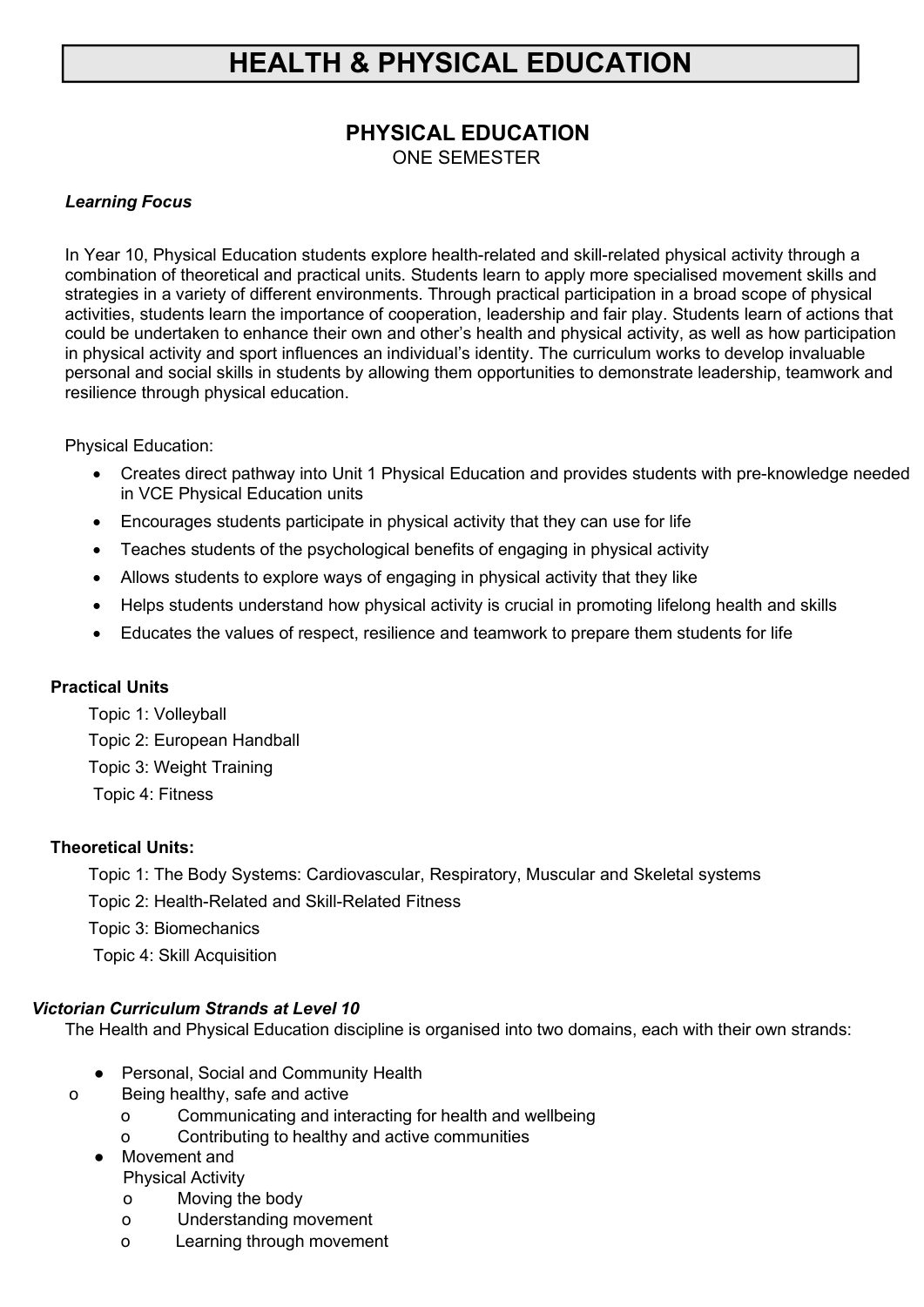# HEALTH & PHYSICAL EDUCATION

## PHYSICAL EDUCATION

ONE SEMESTER

***Learning Focus***

In Year 10, Physical Education students explore health-related and skill-related physical activity through a combination of theoretical and practical units. Students learn to apply more specialised movement skills and strategies in a variety of different environments. Through practical participation in a broad scope of physical activities, students learn the importance of cooperation, leadership and fair play. Students learn of actions that could be undertaken to enhance their own and other's health and physical activity, as well as how participation in physical activity and sport influences an individual's identity. The curriculum works to develop invaluable personal and social skills in students by allowing them opportunities to demonstrate leadership, teamwork and resilience through physical education.

Physical Education:

- Creates direct pathway into Unit 1 Physical Education and provides students with pre-knowledge needed in VCE Physical Education units
- Encourages students participate in physical activity that they can use for life
- Teaches students of the psychological benefits of engaging in physical activity
- Allows students to explore ways of engaging in physical activity that they like
- Helps students understand how physical activity is crucial in promoting lifelong health and skills
- Educates the values of respect, resilience and teamwork to prepare them students for life

**Practical Units**

Topic 1: Volleyball

Topic 2: European Handball

Topic 3: Weight Training

Topic 4: Fitness

**Theoretical Units:**

Topic 1: The Body Systems: Cardiovascular, Respiratory, Muscular and Skeletal systems

Topic 2: Health-Related and Skill-Related Fitness

Topic 3: Biomechanics

Topic 4: Skill Acquisition

***Victorian Curriculum Strands at Level 10***

The Health and Physical Education discipline is organised into two domains, each with their own strands:

- Personal, Social and Community Health
  - Being healthy, safe and active
  - Communicating and interacting for health and wellbeing
  - Contributing to healthy and active communities
- Movement and Physical Activity
  - Moving the body
  - Understanding movement
  - Learning through movement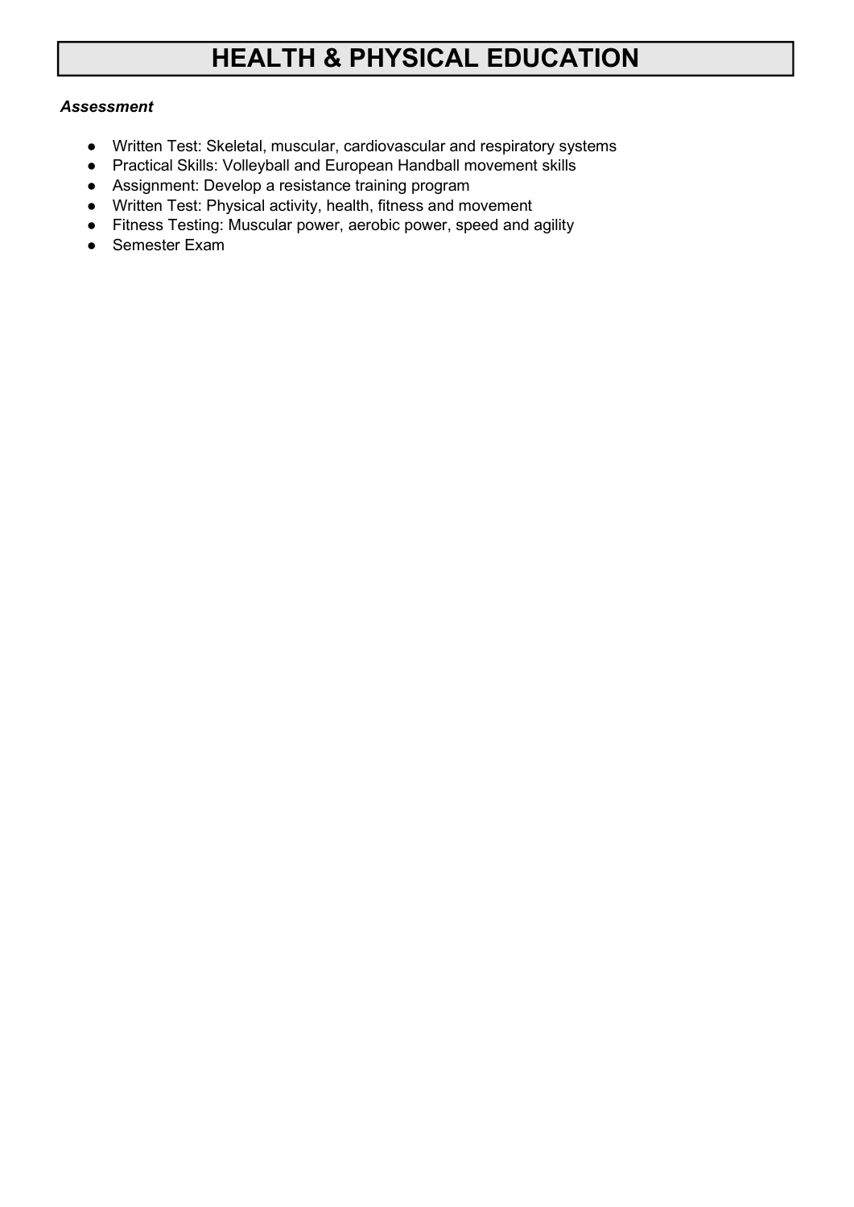# HEALTH & PHYSICAL EDUCATION

***Assessment***

- Written Test: Skeletal, muscular, cardiovascular and respiratory systems
- Practical Skills: Volleyball and European Handball movement skills
- Assignment: Develop a resistance training program
- Written Test: Physical activity, health, fitness and movement
- Fitness Testing: Muscular power, aerobic power, speed and agility
- Semester Exam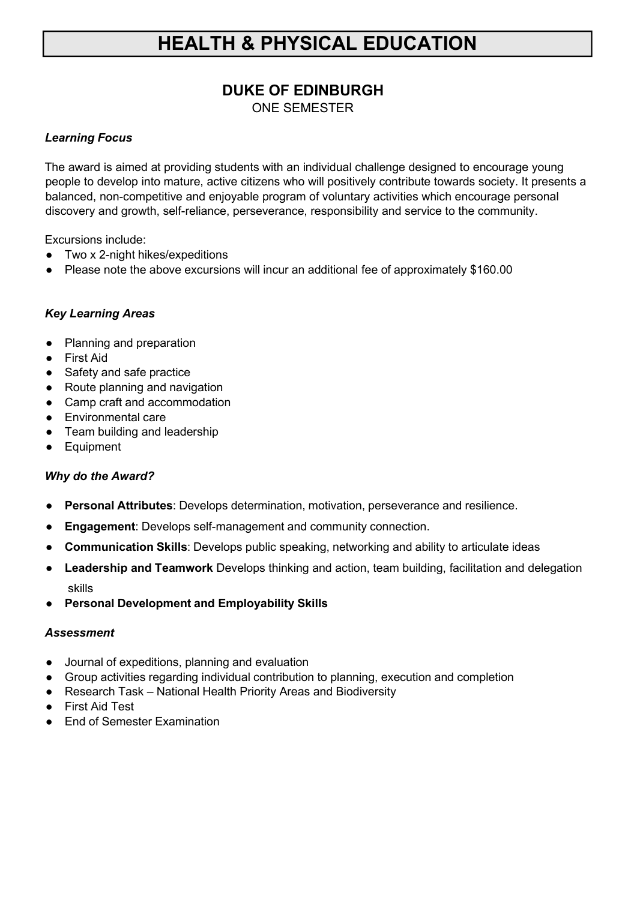# HEALTH & PHYSICAL EDUCATION

## DUKE OF EDINBURGH

ONE SEMESTER

***Learning Focus***

The award is aimed at providing students with an individual challenge designed to encourage young people to develop into mature, active citizens who will positively contribute towards society. It presents a balanced, non-competitive and enjoyable program of voluntary activities which encourage personal discovery and growth, self-reliance, perseverance, responsibility and service to the community.

Excursions include:

- Two x 2-night hikes/expeditions
- Please note the above excursions will incur an additional fee of approximately $160.00

***Key Learning Areas***

- Planning and preparation
- First Aid
- Safety and safe practice
- Route planning and navigation
- Camp craft and accommodation
- Environmental care
- Team building and leadership
- Equipment

***Why do the Award?***

- **Personal Attributes**: Develops determination, motivation, perseverance and resilience.
- **Engagement**: Develops self-management and community connection.
- **Communication Skills**: Develops public speaking, networking and ability to articulate ideas
- **Leadership and Teamwork** Develops thinking and action, team building, facilitation and delegation skills
- **Personal Development and Employability Skills**

***Assessment***

- Journal of expeditions, planning and evaluation
- Group activities regarding individual contribution to planning, execution and completion
- Research Task – National Health Priority Areas and Biodiversity
- First Aid Test
- End of Semester Examination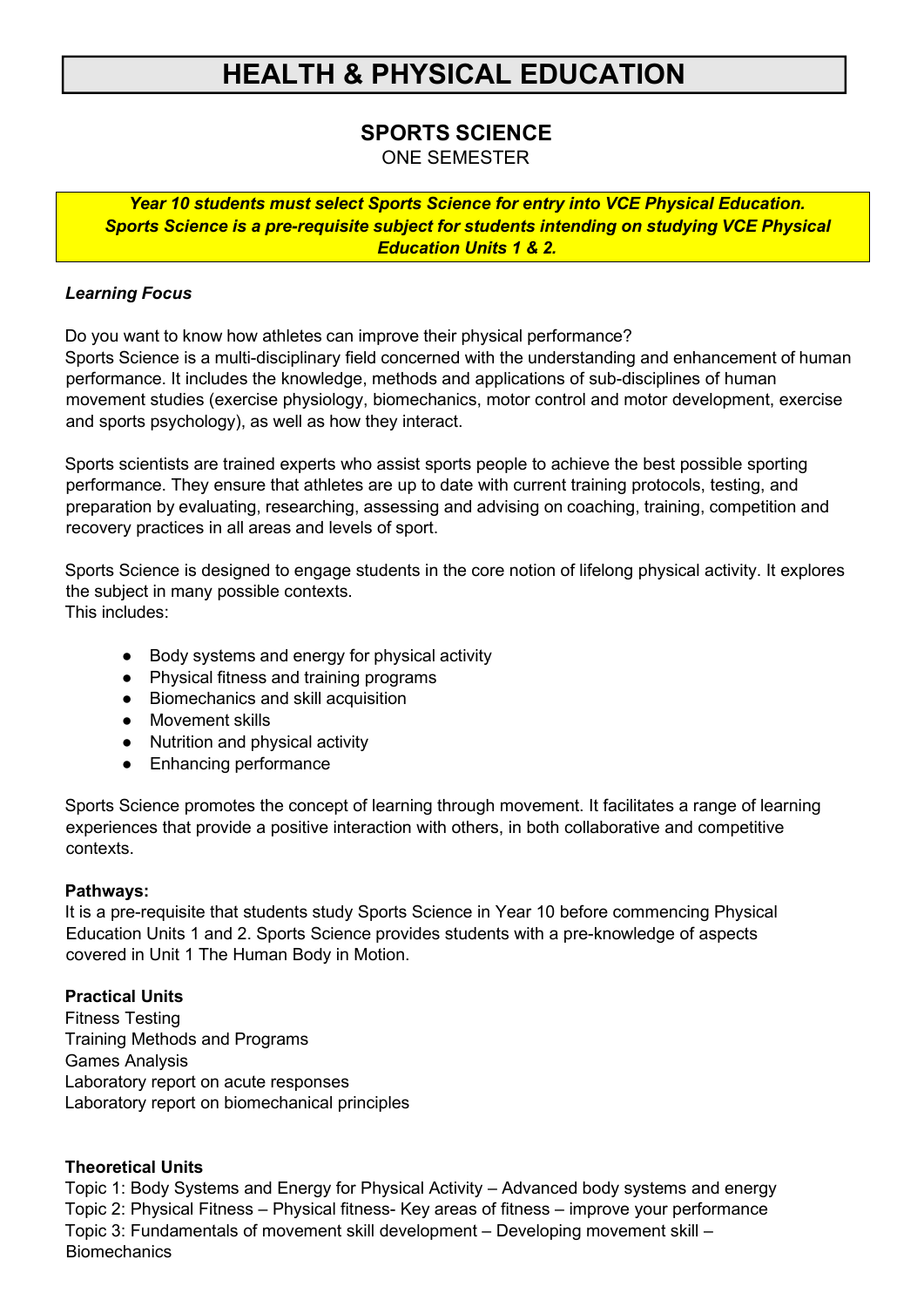# HEALTH & PHYSICAL EDUCATION

## SPORTS SCIENCE

ONE SEMESTER

***Year 10 students must select Sports Science for entry into VCE Physical Education. Sports Science is a pre-requisite subject for students intending on studying VCE Physical Education Units 1 & 2.***

***Learning Focus***

Do you want to know how athletes can improve their physical performance?
Sports Science is a multi-disciplinary field concerned with the understanding and enhancement of human performance. It includes the knowledge, methods and applications of sub-disciplines of human movement studies (exercise physiology, biomechanics, motor control and motor development, exercise and sports psychology), as well as how they interact.

Sports scientists are trained experts who assist sports people to achieve the best possible sporting performance. They ensure that athletes are up to date with current training protocols, testing, and preparation by evaluating, researching, assessing and advising on coaching, training, competition and recovery practices in all areas and levels of sport.

Sports Science is designed to engage students in the core notion of lifelong physical activity. It explores the subject in many possible contexts.
This includes:

- Body systems and energy for physical activity
- Physical fitness and training programs
- Biomechanics and skill acquisition
- Movement skills
- Nutrition and physical activity
- Enhancing performance

Sports Science promotes the concept of learning through movement. It facilitates a range of learning experiences that provide a positive interaction with others, in both collaborative and competitive contexts.

**Pathways:**
It is a pre-requisite that students study Sports Science in Year 10 before commencing Physical Education Units 1 and 2. Sports Science provides students with a pre-knowledge of aspects covered in Unit 1 The Human Body in Motion.

**Practical Units**
Fitness Testing
Training Methods and Programs
Games Analysis
Laboratory report on acute responses
Laboratory report on biomechanical principles

**Theoretical Units**
Topic 1: Body Systems and Energy for Physical Activity – Advanced body systems and energy
Topic 2: Physical Fitness – Physical fitness- Key areas of fitness – improve your performance
Topic 3: Fundamentals of movement skill development – Developing movement skill – Biomechanics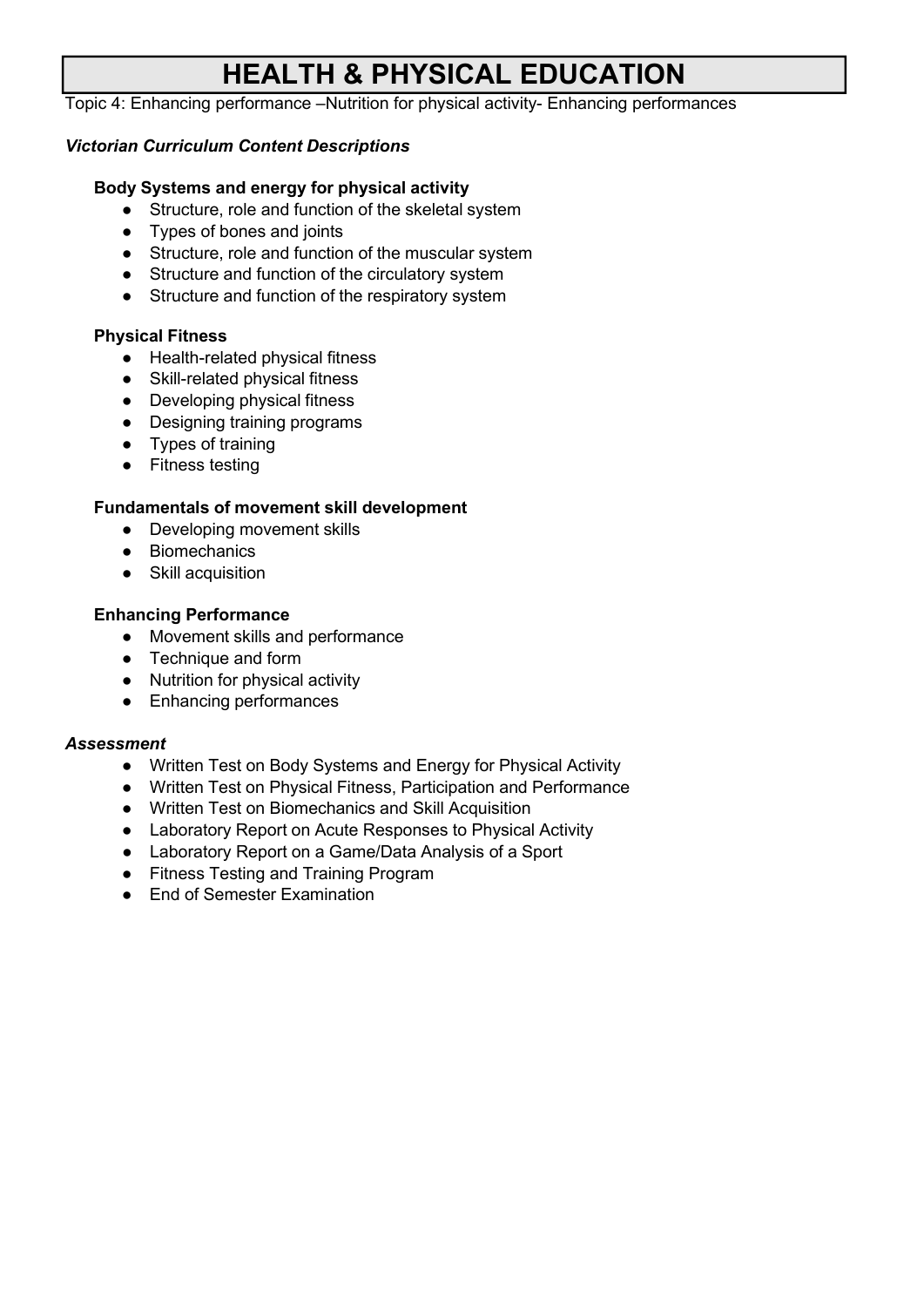# HEALTH & PHYSICAL EDUCATION

Topic 4: Enhancing performance –Nutrition for physical activity- Enhancing performances

***Victorian Curriculum Content Descriptions***

**Body Systems and energy for physical activity**

- Structure, role and function of the skeletal system
- Types of bones and joints
- Structure, role and function of the muscular system
- Structure and function of the circulatory system
- Structure and function of the respiratory system

**Physical Fitness**

- Health-related physical fitness
- Skill-related physical fitness
- Developing physical fitness
- Designing training programs
- Types of training
- Fitness testing

**Fundamentals of movement skill development**

- Developing movement skills
- Biomechanics
- Skill acquisition

**Enhancing Performance**

- Movement skills and performance
- Technique and form
- Nutrition for physical activity
- Enhancing performances

***Assessment***

- Written Test on Body Systems and Energy for Physical Activity
- Written Test on Physical Fitness, Participation and Performance
- Written Test on Biomechanics and Skill Acquisition
- Laboratory Report on Acute Responses to Physical Activity
- Laboratory Report on a Game/Data Analysis of a Sport
- Fitness Testing and Training Program
- End of Semester Examination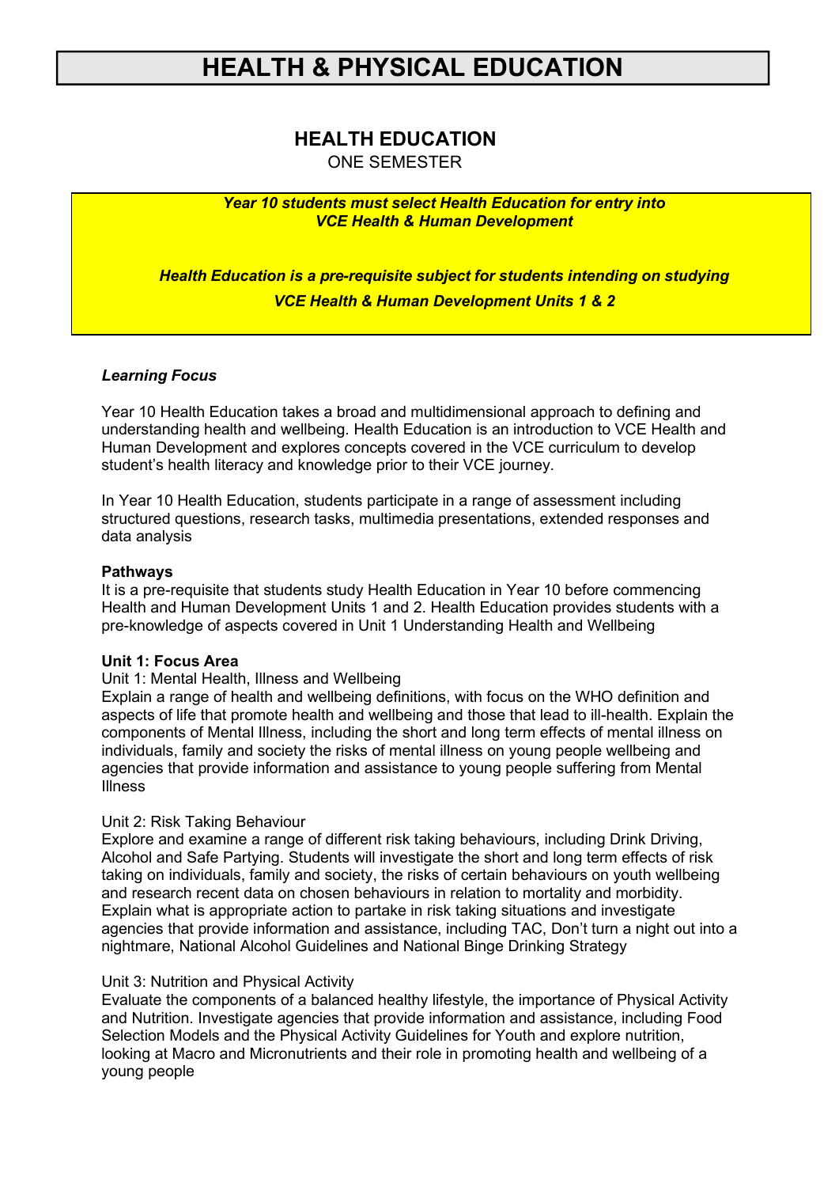# HEALTH & PHYSICAL EDUCATION

## HEALTH EDUCATION

ONE SEMESTER

***Year 10 students must select Health Education for entry into VCE Health & Human Development***

***Health Education is a pre-requisite subject for students intending on studying VCE Health & Human Development Units 1 & 2***

***Learning Focus***

Year 10 Health Education takes a broad and multidimensional approach to defining and understanding health and wellbeing. Health Education is an introduction to VCE Health and Human Development and explores concepts covered in the VCE curriculum to develop student's health literacy and knowledge prior to their VCE journey.

In Year 10 Health Education, students participate in a range of assessment including structured questions, research tasks, multimedia presentations, extended responses and data analysis

**Pathways**

It is a pre-requisite that students study Health Education in Year 10 before commencing Health and Human Development Units 1 and 2. Health Education provides students with a pre-knowledge of aspects covered in Unit 1 Understanding Health and Wellbeing

**Unit 1: Focus Area**

Unit 1: Mental Health, Illness and Wellbeing

Explain a range of health and wellbeing definitions, with focus on the WHO definition and aspects of life that promote health and wellbeing and those that lead to ill-health. Explain the components of Mental Illness, including the short and long term effects of mental illness on individuals, family and society the risks of mental illness on young people wellbeing and agencies that provide information and assistance to young people suffering from Mental Illness

Unit 2: Risk Taking Behaviour

Explore and examine a range of different risk taking behaviours, including Drink Driving, Alcohol and Safe Partying. Students will investigate the short and long term effects of risk taking on individuals, family and society, the risks of certain behaviours on youth wellbeing and research recent data on chosen behaviours in relation to mortality and morbidity. Explain what is appropriate action to partake in risk taking situations and investigate agencies that provide information and assistance, including TAC, Don't turn a night out into a nightmare, National Alcohol Guidelines and National Binge Drinking Strategy

Unit 3: Nutrition and Physical Activity

Evaluate the components of a balanced healthy lifestyle, the importance of Physical Activity and Nutrition. Investigate agencies that provide information and assistance, including Food Selection Models and the Physical Activity Guidelines for Youth and explore nutrition, looking at Macro and Micronutrients and their role in promoting health and wellbeing of a young people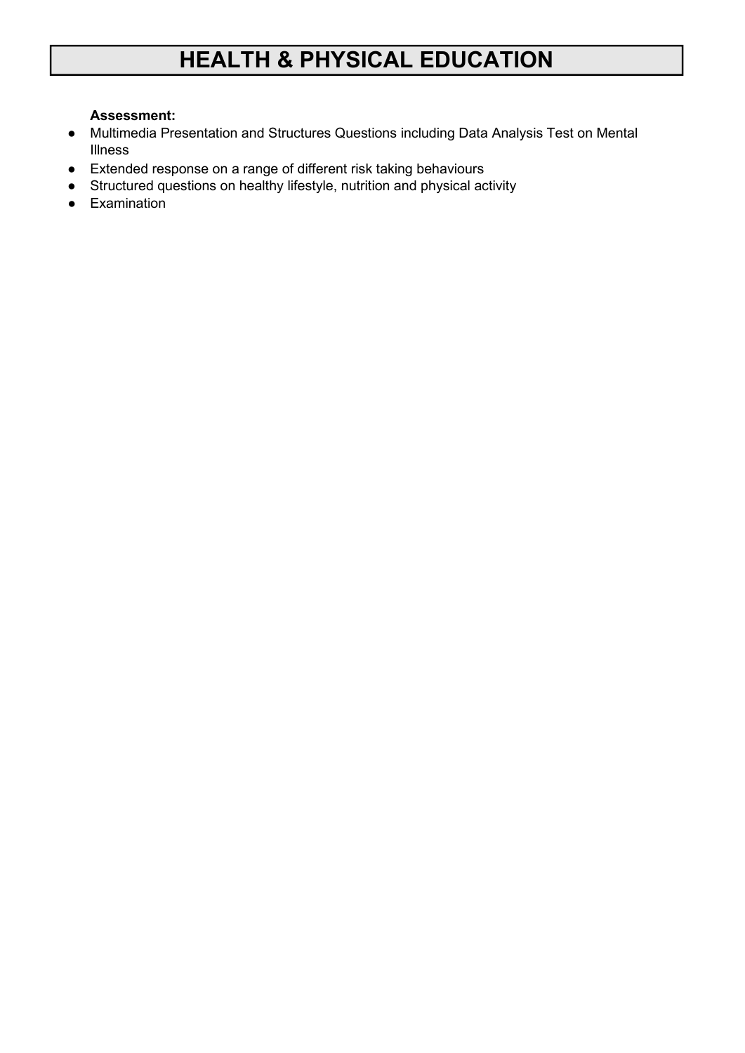# HEALTH & PHYSICAL EDUCATION

**Assessment:**

- Multimedia Presentation and Structures Questions including Data Analysis Test on Mental Illness
- Extended response on a range of different risk taking behaviours
- Structured questions on healthy lifestyle, nutrition and physical activity
- Examination